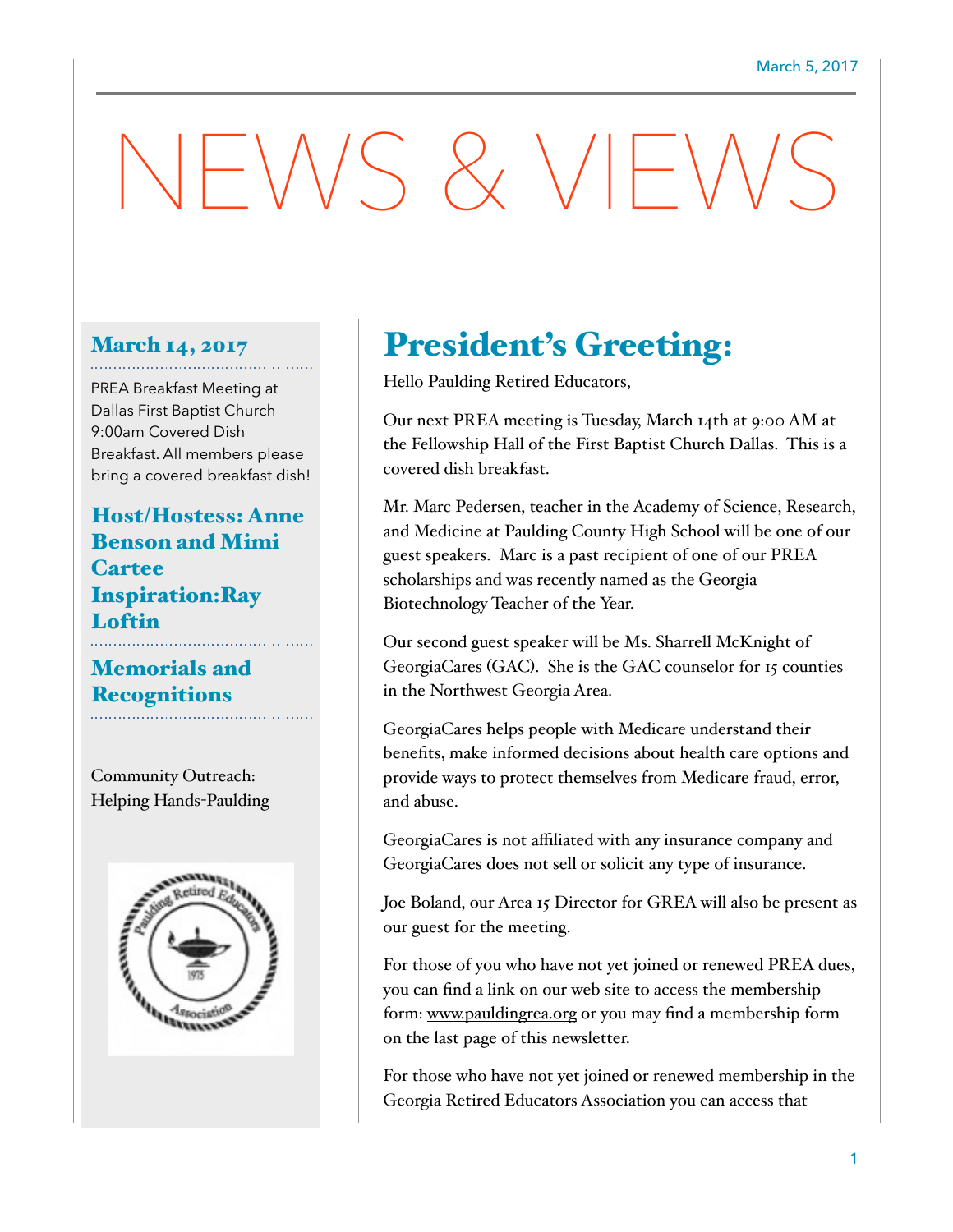March 5, 2017

# NEWS & VIEWS

### March 14, 2017

PREA Breakfast Meeting at Dallas First Baptist Church 9:00am Covered Dish Breakfast. All members please bring a covered breakfast dish!

### Host/Hostess: Anne Benson and Mimi Cartee Inspiration: Ray Loftin

### Memorials and Recognitions

Community Outreach: Helping Hands-Paulding

## President's Greeting:

Hello Paulding Retired Educators,

Our next PREA meeting is Tuesday, March 14th at 9:00 AM at the Fellowship Hall of the First Baptist Church Dallas. This is a covered dish breakfast.

Mr. Marc Pedersen, teacher in the Academy of Science, Research, and Medicine at Paulding County High School will be one of our guest speakers. Marc is a past recipient of one of our PREA scholarships and was recently named as the Georgia Biotechnology Teacher of the Year.

Our second guest speaker will be Ms. Sharrell McKnight of GeorgiaCares (GAC). She is the GAC counselor for 15 counties in the Northwest Georgia Area.

GeorgiaCares helps people with Medicare understand their benefits, make informed decisions about health care options and provide ways to protect themselves from Medicare fraud, error, and abuse.

GeorgiaCares is not affiliated with any insurance company and GeorgiaCares does not sell or solicit any type of insurance.

Joe Boland, our Area 15 Director for GREA will also be present as our guest for the meeting.

For those of you who have not yet joined or renewed PREA dues, you can find a link on our web site to access the membership form: www.pauldingrea.org or you may find a membership form on the last page of this newsletter.

For those who have not yet joined or renewed membership in the Georgia Retired Educators Association you can access that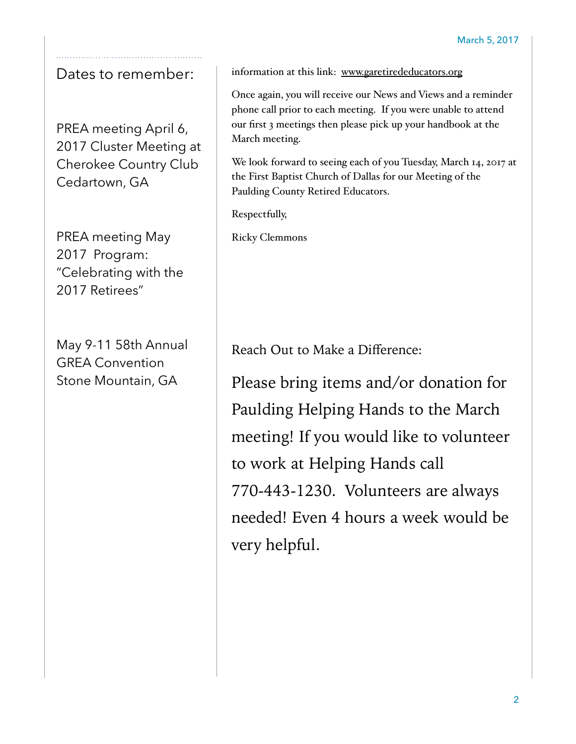## Dates to remember:

PREA meeting April 6, 2017 Cluster Meeting at Cherokee Country Club Cedartown, GA

PREA meeting May 2017 Program: "Celebrating with the 2017 Retirees"

May 9-11 58th Annual GREA Convention Stone Mountain, GA

information at this link: www.garetirededucators.org

Once again, you will receive our News and Views and a reminder phone call prior to each meeting. If you were unable to attend our first 3 meetings then please pick up your handbook at the March meeting.

We look forward to seeing each of you Tuesday, March 14, 2017 at the First Baptist Church of Dallas for our Meeting of the Paulding County Retired Educators.

Respectfully,

Ricky Clemmons

Reach Out to Make a Difference:

Please bring items and/or donation for Paulding Helping Hands to the March meeting! If you would like to volunteer to work at Helping Hands call 770-443-1230. Volunteers are always needed! Even 4 hours a week would be very helpful.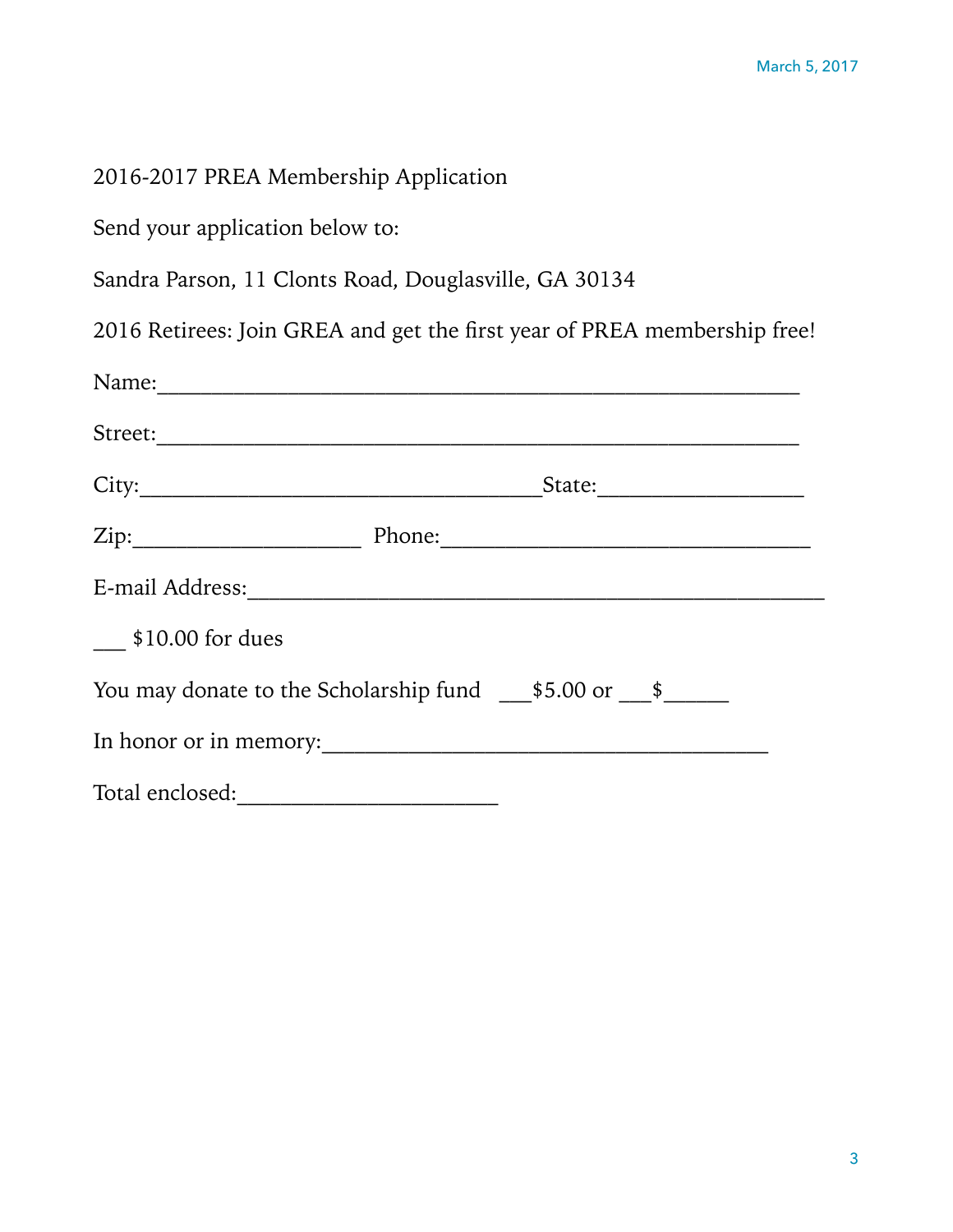2016-2017 PREA Membership Application

Send your application below to:

Sandra Parson, 11 Clonts Road, Douglasville, GA 30134

2016 Retirees: Join GREA and get the first year of PREA membership free!

Name:_______________________________________________

Street:_______________________________________________

City:______________________________State:_____________

Zip:_____________ Phone:______________________

E-mail Address:__________________________________________

___ $10.00 for dues

You may donate to the Scholarship fund ___$5.00 or ___$_____

In honor or in memory:_________________________________

Total enclosed:________________